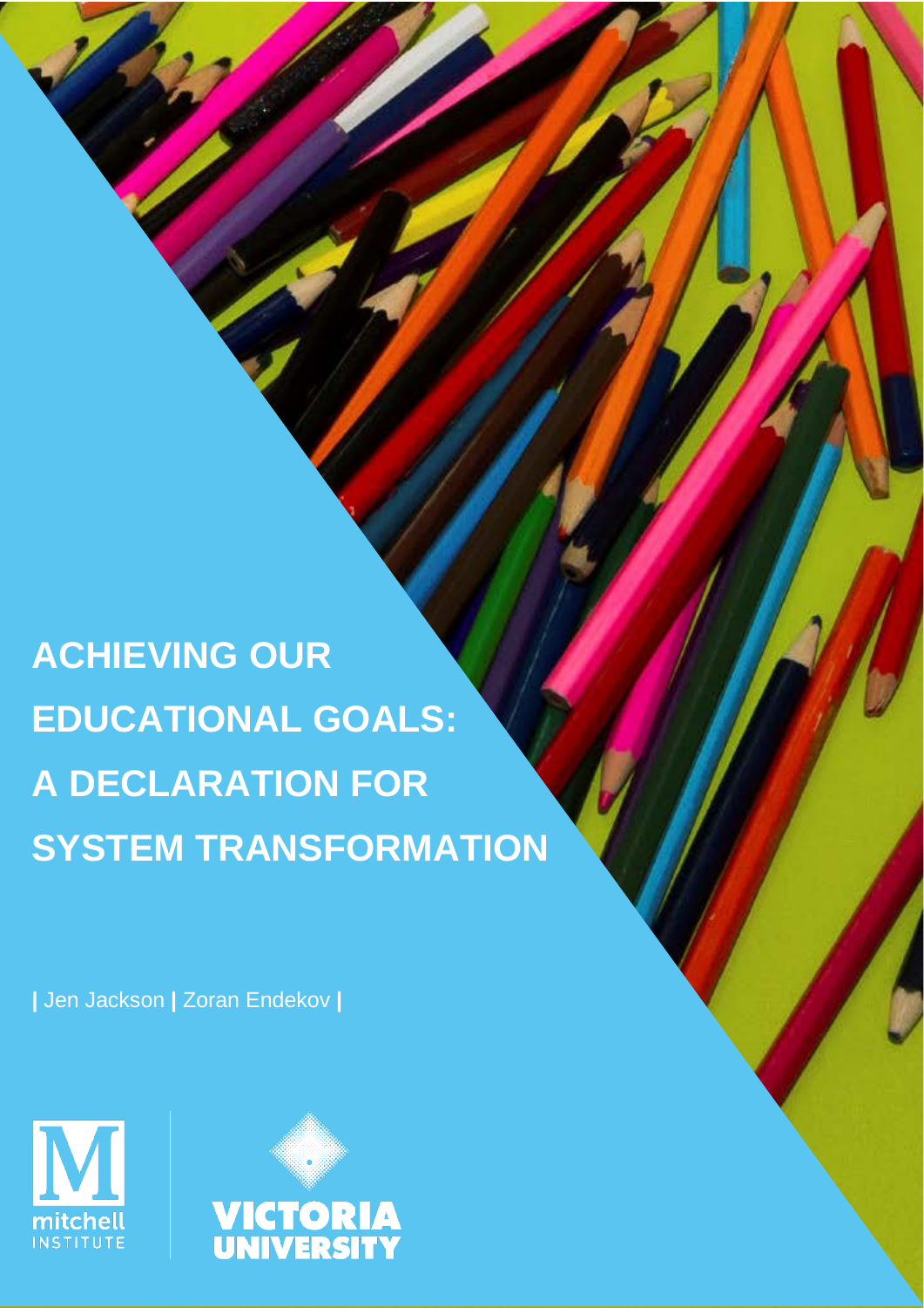# ACHIEVING OUR EDUCATIONAL GOALS: A DECLARATION FOR SYSTEM TRANSFORMATION

| Jen Jackson | Zoran Endekov |

mitchell INSTITUTE

VICTORIA UNIVERSITY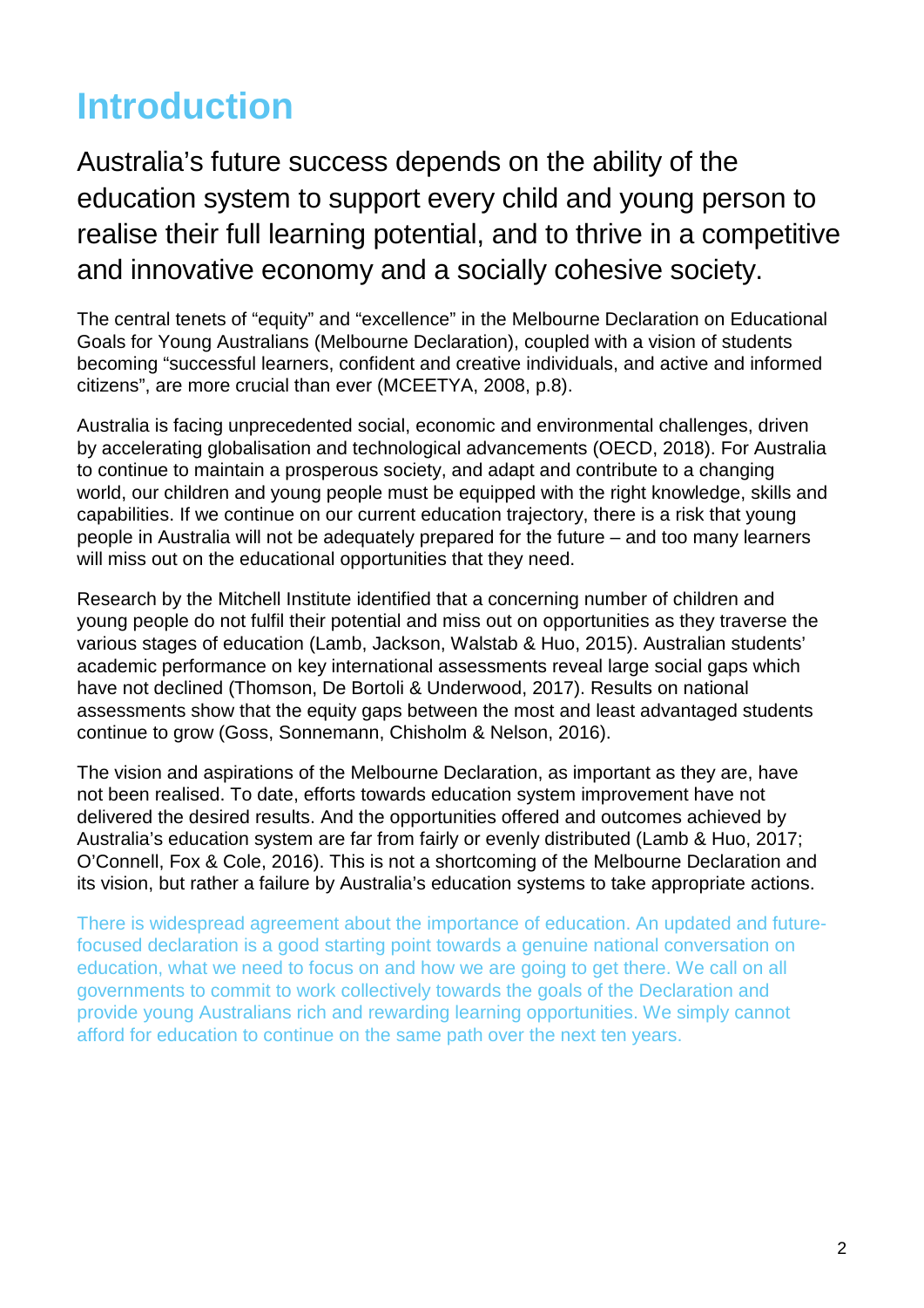# Introduction

Australia's future success depends on the ability of the education system to support every child and young person to realise their full learning potential, and to thrive in a competitive and innovative economy and a socially cohesive society.

The central tenets of "equity" and "excellence" in the Melbourne Declaration on Educational Goals for Young Australians (Melbourne Declaration), coupled with a vision of students becoming "successful learners, confident and creative individuals, and active and informed citizens", are more crucial than ever (MCEETYA, 2008, p.8).

Australia is facing unprecedented social, economic and environmental challenges, driven by accelerating globalisation and technological advancements (OECD, 2018). For Australia to continue to maintain a prosperous society, and adapt and contribute to a changing world, our children and young people must be equipped with the right knowledge, skills and capabilities. If we continue on our current education trajectory, there is a risk that young people in Australia will not be adequately prepared for the future – and too many learners will miss out on the educational opportunities that they need.

Research by the Mitchell Institute identified that a concerning number of children and young people do not fulfil their potential and miss out on opportunities as they traverse the various stages of education (Lamb, Jackson, Walstab & Huo, 2015). Australian students' academic performance on key international assessments reveal large social gaps which have not declined (Thomson, De Bortoli & Underwood, 2017). Results on national assessments show that the equity gaps between the most and least advantaged students continue to grow (Goss, Sonnemann, Chisholm & Nelson, 2016).

The vision and aspirations of the Melbourne Declaration, as important as they are, have not been realised. To date, efforts towards education system improvement have not delivered the desired results. And the opportunities offered and outcomes achieved by Australia's education system are far from fairly or evenly distributed (Lamb & Huo, 2017; O'Connell, Fox & Cole, 2016). This is not a shortcoming of the Melbourne Declaration and its vision, but rather a failure by Australia's education systems to take appropriate actions.

There is widespread agreement about the importance of education. An updated and future-focused declaration is a good starting point towards a genuine national conversation on education, what we need to focus on and how we are going to get there. We call on all governments to commit to work collectively towards the goals of the Declaration and provide young Australians rich and rewarding learning opportunities. We simply cannot afford for education to continue on the same path over the next ten years.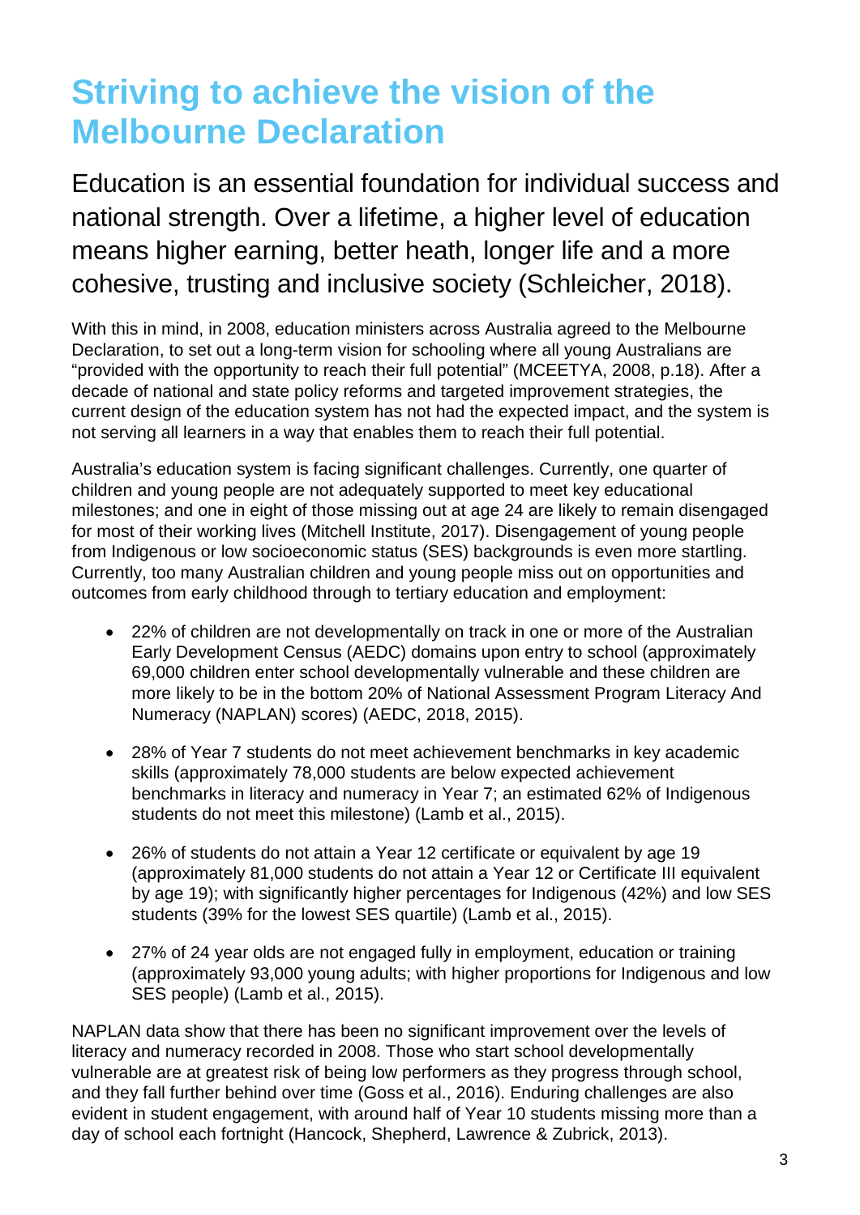# Striving to achieve the vision of the Melbourne Declaration

Education is an essential foundation for individual success and national strength. Over a lifetime, a higher level of education means higher earning, better heath, longer life and a more cohesive, trusting and inclusive society (Schleicher, 2018).

With this in mind, in 2008, education ministers across Australia agreed to the Melbourne Declaration, to set out a long-term vision for schooling where all young Australians are "provided with the opportunity to reach their full potential" (MCEETYA, 2008, p.18). After a decade of national and state policy reforms and targeted improvement strategies, the current design of the education system has not had the expected impact, and the system is not serving all learners in a way that enables them to reach their full potential.

Australia's education system is facing significant challenges. Currently, one quarter of children and young people are not adequately supported to meet key educational milestones; and one in eight of those missing out at age 24 are likely to remain disengaged for most of their working lives (Mitchell Institute, 2017). Disengagement of young people from Indigenous or low socioeconomic status (SES) backgrounds is even more startling. Currently, too many Australian children and young people miss out on opportunities and outcomes from early childhood through to tertiary education and employment:

- 22% of children are not developmentally on track in one or more of the Australian Early Development Census (AEDC) domains upon entry to school (approximately 69,000 children enter school developmentally vulnerable and these children are more likely to be in the bottom 20% of National Assessment Program Literacy And Numeracy (NAPLAN) scores) (AEDC, 2018, 2015).
- 28% of Year 7 students do not meet achievement benchmarks in key academic skills (approximately 78,000 students are below expected achievement benchmarks in literacy and numeracy in Year 7; an estimated 62% of Indigenous students do not meet this milestone) (Lamb et al., 2015).
- 26% of students do not attain a Year 12 certificate or equivalent by age 19 (approximately 81,000 students do not attain a Year 12 or Certificate III equivalent by age 19); with significantly higher percentages for Indigenous (42%) and low SES students (39% for the lowest SES quartile) (Lamb et al., 2015).
- 27% of 24 year olds are not engaged fully in employment, education or training (approximately 93,000 young adults; with higher proportions for Indigenous and low SES people) (Lamb et al., 2015).

NAPLAN data show that there has been no significant improvement over the levels of literacy and numeracy recorded in 2008. Those who start school developmentally vulnerable are at greatest risk of being low performers as they progress through school, and they fall further behind over time (Goss et al., 2016). Enduring challenges are also evident in student engagement, with around half of Year 10 students missing more than a day of school each fortnight (Hancock, Shepherd, Lawrence & Zubrick, 2013).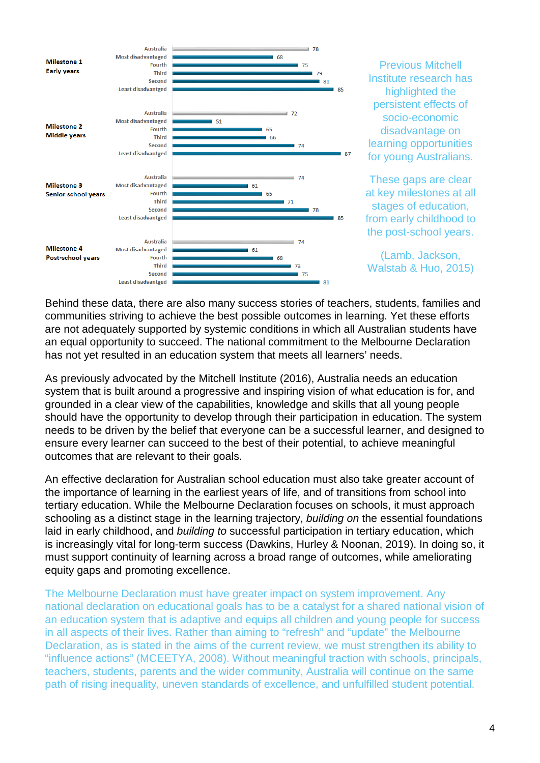| Milestone | Group | Value |
|---|---|---|
| Milestone 1 Early years | Australia | 78 |
| | Most disadvantaged | 68 |
| | Fourth | 75 |
| | Third | 79 |
| | Second | 81 |
| | Least disadvantged | 85 |
| Milestone 2 Middle years | Australia | 72 |
| | Most disadvantaged | 51 |
| | Fourth | 65 |
| | Third | 66 |
| | Second | 74 |
| | Least disadvantged | 87 |
| Milestone 3 Senior school years | Australia | 74 |
| | Most disadvantaged | 61 |
| | Fourth | 65 |
| | Third | 71 |
| | Second | 78 |
| | Least disadvantged | 85 |
| Milestone 4 Post-school years | Australia | 74 |
| | Most disadvantaged | 61 |
| | Fourth | 68 |
| | Third | 73 |
| | Second | 75 |
| | Least disadvantged | 81 |

Previous Mitchell Institute research has highlighted the persistent effects of socio-economic disadvantage on learning opportunities for young Australians.

These gaps are clear at key milestones at all stages of education, from early childhood to the post-school years.

(Lamb, Jackson, Walstab & Huo, 2015)

Behind these data, there are also many success stories of teachers, students, families and communities striving to achieve the best possible outcomes in learning. Yet these efforts are not adequately supported by systemic conditions in which all Australian students have an equal opportunity to succeed. The national commitment to the Melbourne Declaration has not yet resulted in an education system that meets all learners' needs.

As previously advocated by the Mitchell Institute (2016), Australia needs an education system that is built around a progressive and inspiring vision of what education is for, and grounded in a clear view of the capabilities, knowledge and skills that all young people should have the opportunity to develop through their participation in education. The system needs to be driven by the belief that everyone can be a successful learner, and designed to ensure every learner can succeed to the best of their potential, to achieve meaningful outcomes that are relevant to their goals.

An effective declaration for Australian school education must also take greater account of the importance of learning in the earliest years of life, and of transitions from school into tertiary education. While the Melbourne Declaration focuses on schools, it must approach schooling as a distinct stage in the learning trajectory, *building on* the essential foundations laid in early childhood, and *building to* successful participation in tertiary education, which is increasingly vital for long-term success (Dawkins, Hurley & Noonan, 2019). In doing so, it must support continuity of learning across a broad range of outcomes, while ameliorating equity gaps and promoting excellence.

The Melbourne Declaration must have greater impact on system improvement. Any national declaration on educational goals has to be a catalyst for a shared national vision of an education system that is adaptive and equips all children and young people for success in all aspects of their lives. Rather than aiming to "refresh" and "update" the Melbourne Declaration, as is stated in the aims of the current review, we must strengthen its ability to "influence actions" (MCEETYA, 2008). Without meaningful traction with schools, principals, teachers, students, parents and the wider community, Australia will continue on the same path of rising inequality, uneven standards of excellence, and unfulfilled student potential.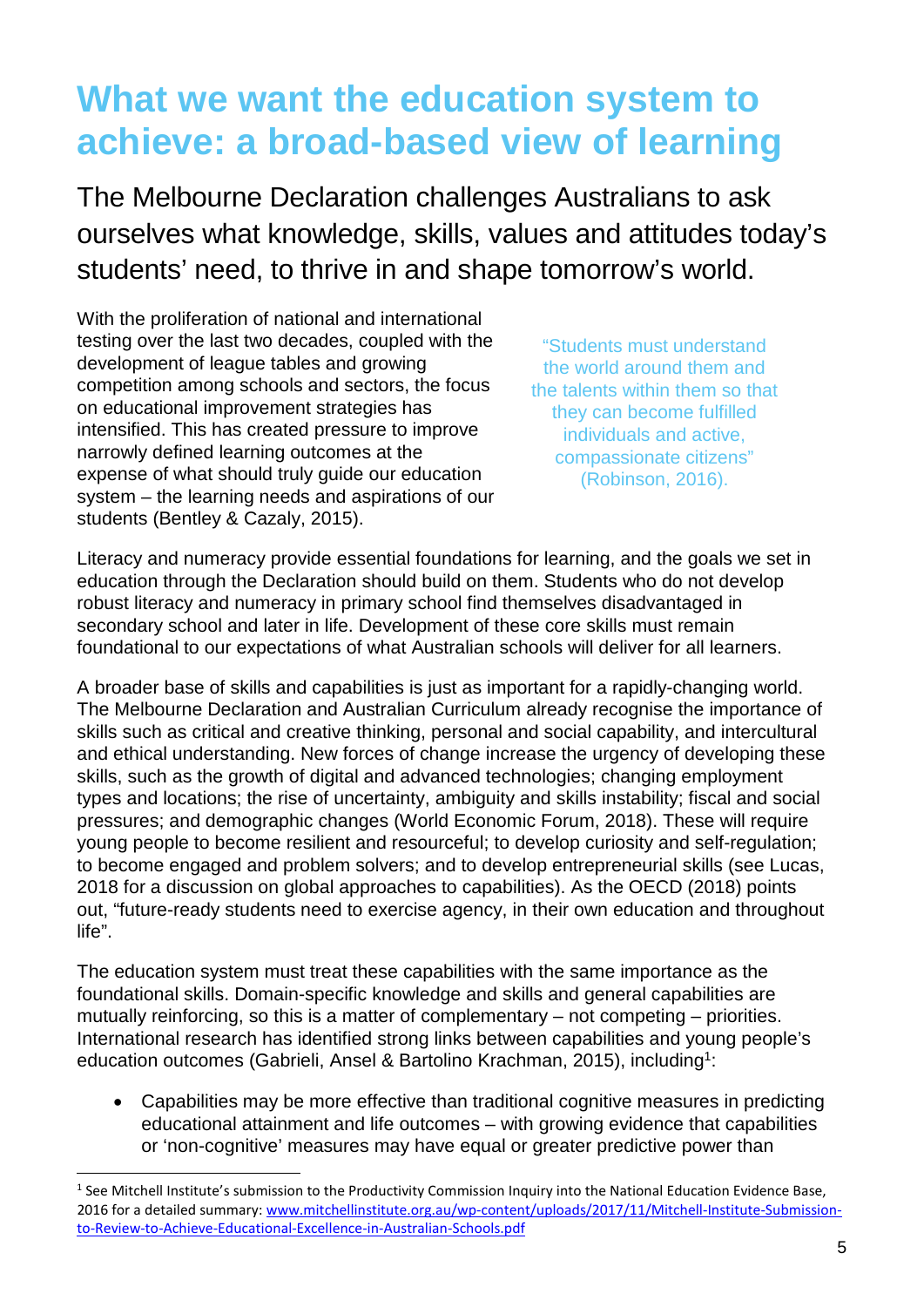# What we want the education system to achieve: a broad-based view of learning

The Melbourne Declaration challenges Australians to ask ourselves what knowledge, skills, values and attitudes today's students' need, to thrive in and shape tomorrow's world.

With the proliferation of national and international testing over the last two decades, coupled with the development of league tables and growing competition among schools and sectors, the focus on educational improvement strategies has intensified. This has created pressure to improve narrowly defined learning outcomes at the expense of what should truly guide our education system – the learning needs and aspirations of our students (Bentley & Cazaly, 2015).

> "Students must understand the world around them and the talents within them so that they can become fulfilled individuals and active, compassionate citizens" (Robinson, 2016).

Literacy and numeracy provide essential foundations for learning, and the goals we set in education through the Declaration should build on them. Students who do not develop robust literacy and numeracy in primary school find themselves disadvantaged in secondary school and later in life. Development of these core skills must remain foundational to our expectations of what Australian schools will deliver for all learners.

A broader base of skills and capabilities is just as important for a rapidly-changing world. The Melbourne Declaration and Australian Curriculum already recognise the importance of skills such as critical and creative thinking, personal and social capability, and intercultural and ethical understanding. New forces of change increase the urgency of developing these skills, such as the growth of digital and advanced technologies; changing employment types and locations; the rise of uncertainty, ambiguity and skills instability; fiscal and social pressures; and demographic changes (World Economic Forum, 2018). These will require young people to become resilient and resourceful; to develop curiosity and self-regulation; to become engaged and problem solvers; and to develop entrepreneurial skills (see Lucas, 2018 for a discussion on global approaches to capabilities). As the OECD (2018) points out, "future-ready students need to exercise agency, in their own education and throughout life".

The education system must treat these capabilities with the same importance as the foundational skills. Domain-specific knowledge and skills and general capabilities are mutually reinforcing, so this is a matter of complementary – not competing – priorities. International research has identified strong links between capabilities and young people's education outcomes (Gabrieli, Ansel & Bartolino Krachman, 2015), including[1]:

- Capabilities may be more effective than traditional cognitive measures in predicting educational attainment and life outcomes – with growing evidence that capabilities or 'non-cognitive' measures may have equal or greater predictive power than

[1] See Mitchell Institute's submission to the Productivity Commission Inquiry into the National Education Evidence Base, 2016 for a detailed summary: [www.mitchellinstitute.org.au/wp-content/uploads/2017/11/Mitchell-Institute-Submission-to-Review-to-Achieve-Educational-Excellence-in-Australian-Schools.pdf](www.mitchellinstitute.org.au/wp-content/uploads/2017/11/Mitchell-Institute-Submission-to-Review-to-Achieve-Educational-Excellence-in-Australian-Schools.pdf)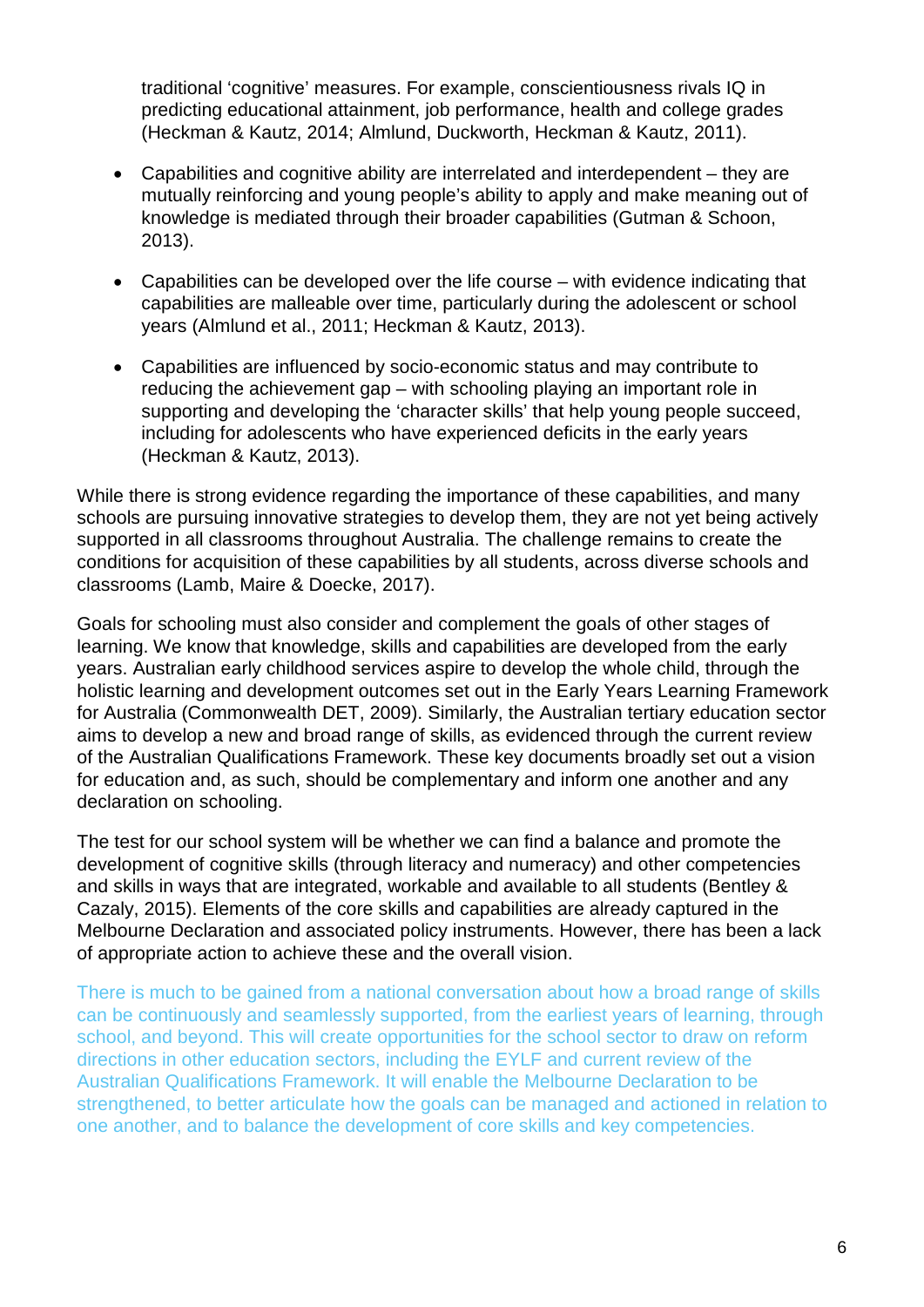traditional 'cognitive' measures. For example, conscientiousness rivals IQ in predicting educational attainment, job performance, health and college grades (Heckman & Kautz, 2014; Almlund, Duckworth, Heckman & Kautz, 2011).

- Capabilities and cognitive ability are interrelated and interdependent – they are mutually reinforcing and young people's ability to apply and make meaning out of knowledge is mediated through their broader capabilities (Gutman & Schoon, 2013).
- Capabilities can be developed over the life course – with evidence indicating that capabilities are malleable over time, particularly during the adolescent or school years (Almlund et al., 2011; Heckman & Kautz, 2013).
- Capabilities are influenced by socio-economic status and may contribute to reducing the achievement gap – with schooling playing an important role in supporting and developing the 'character skills' that help young people succeed, including for adolescents who have experienced deficits in the early years (Heckman & Kautz, 2013).

While there is strong evidence regarding the importance of these capabilities, and many schools are pursuing innovative strategies to develop them, they are not yet being actively supported in all classrooms throughout Australia. The challenge remains to create the conditions for acquisition of these capabilities by all students, across diverse schools and classrooms (Lamb, Maire & Doecke, 2017).

Goals for schooling must also consider and complement the goals of other stages of learning. We know that knowledge, skills and capabilities are developed from the early years. Australian early childhood services aspire to develop the whole child, through the holistic learning and development outcomes set out in the Early Years Learning Framework for Australia (Commonwealth DET, 2009). Similarly, the Australian tertiary education sector aims to develop a new and broad range of skills, as evidenced through the current review of the Australian Qualifications Framework. These key documents broadly set out a vision for education and, as such, should be complementary and inform one another and any declaration on schooling.

The test for our school system will be whether we can find a balance and promote the development of cognitive skills (through literacy and numeracy) and other competencies and skills in ways that are integrated, workable and available to all students (Bentley & Cazaly, 2015). Elements of the core skills and capabilities are already captured in the Melbourne Declaration and associated policy instruments. However, there has been a lack of appropriate action to achieve these and the overall vision.

There is much to be gained from a national conversation about how a broad range of skills can be continuously and seamlessly supported, from the earliest years of learning, through school, and beyond. This will create opportunities for the school sector to draw on reform directions in other education sectors, including the EYLF and current review of the Australian Qualifications Framework. It will enable the Melbourne Declaration to be strengthened, to better articulate how the goals can be managed and actioned in relation to one another, and to balance the development of core skills and key competencies.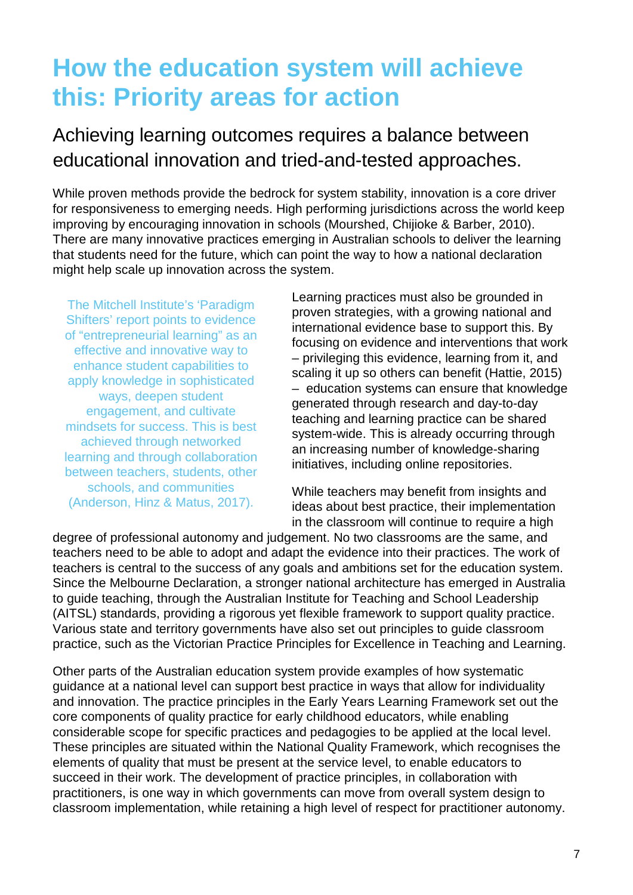# How the education system will achieve this: Priority areas for action

## Achieving learning outcomes requires a balance between educational innovation and tried-and-tested approaches.

While proven methods provide the bedrock for system stability, innovation is a core driver for responsiveness to emerging needs. High performing jurisdictions across the world keep improving by encouraging innovation in schools (Mourshed, Chijioke & Barber, 2010). There are many innovative practices emerging in Australian schools to deliver the learning that students need for the future, which can point the way to how a national declaration might help scale up innovation across the system.

> The Mitchell Institute's 'Paradigm Shifters' report points to evidence of "entrepreneurial learning" as an effective and innovative way to enhance student capabilities to apply knowledge in sophisticated ways, deepen student engagement, and cultivate mindsets for success. This is best achieved through networked learning and through collaboration between teachers, students, other schools, and communities (Anderson, Hinz & Matus, 2017).

Learning practices must also be grounded in proven strategies, with a growing national and international evidence base to support this. By focusing on evidence and interventions that work – privileging this evidence, learning from it, and scaling it up so others can benefit (Hattie, 2015) – education systems can ensure that knowledge generated through research and day-to-day teaching and learning practice can be shared system-wide. This is already occurring through an increasing number of knowledge-sharing initiatives, including online repositories.

While teachers may benefit from insights and ideas about best practice, their implementation in the classroom will continue to require a high degree of professional autonomy and judgement. No two classrooms are the same, and teachers need to be able to adopt and adapt the evidence into their practices. The work of teachers is central to the success of any goals and ambitions set for the education system. Since the Melbourne Declaration, a stronger national architecture has emerged in Australia to guide teaching, through the Australian Institute for Teaching and School Leadership (AITSL) standards, providing a rigorous yet flexible framework to support quality practice. Various state and territory governments have also set out principles to guide classroom practice, such as the Victorian Practice Principles for Excellence in Teaching and Learning.

Other parts of the Australian education system provide examples of how systematic guidance at a national level can support best practice in ways that allow for individuality and innovation. The practice principles in the Early Years Learning Framework set out the core components of quality practice for early childhood educators, while enabling considerable scope for specific practices and pedagogies to be applied at the local level. These principles are situated within the National Quality Framework, which recognises the elements of quality that must be present at the service level, to enable educators to succeed in their work. The development of practice principles, in collaboration with practitioners, is one way in which governments can move from overall system design to classroom implementation, while retaining a high level of respect for practitioner autonomy.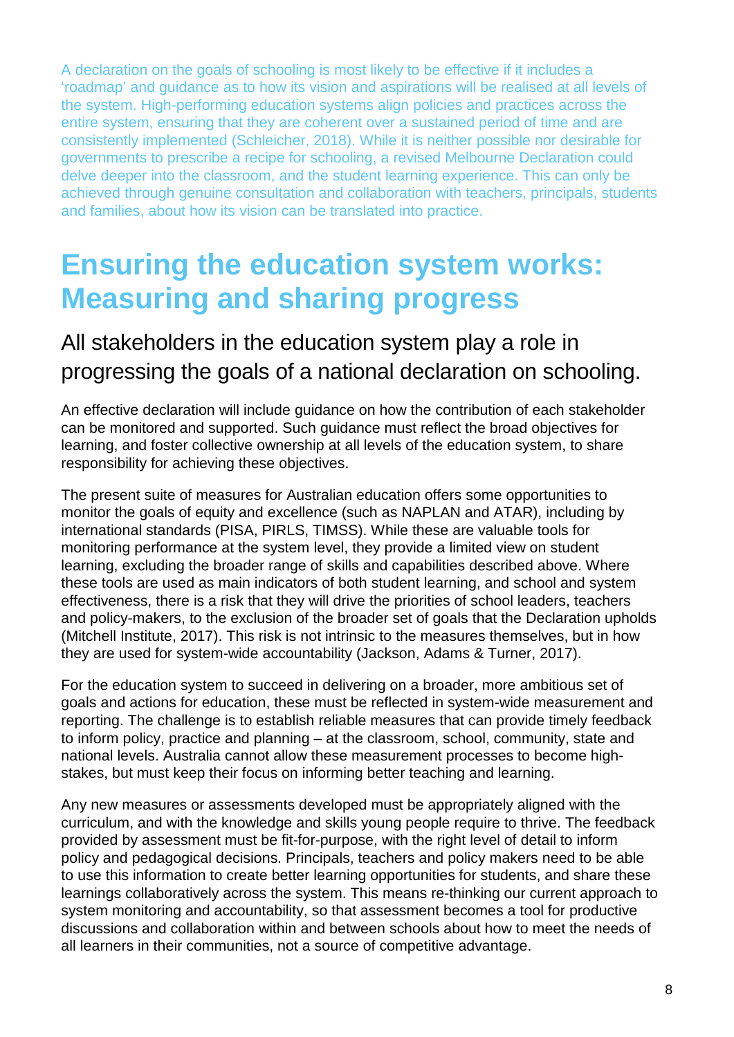A declaration on the goals of schooling is most likely to be effective if it includes a 'roadmap' and guidance as to how its vision and aspirations will be realised at all levels of the system. High-performing education systems align policies and practices across the entire system, ensuring that they are coherent over a sustained period of time and are consistently implemented (Schleicher, 2018). While it is neither possible nor desirable for governments to prescribe a recipe for schooling, a revised Melbourne Declaration could delve deeper into the classroom, and the student learning experience. This can only be achieved through genuine consultation and collaboration with teachers, principals, students and families, about how its vision can be translated into practice.

# Ensuring the education system works: Measuring and sharing progress

## All stakeholders in the education system play a role in progressing the goals of a national declaration on schooling.

An effective declaration will include guidance on how the contribution of each stakeholder can be monitored and supported. Such guidance must reflect the broad objectives for learning, and foster collective ownership at all levels of the education system, to share responsibility for achieving these objectives.

The present suite of measures for Australian education offers some opportunities to monitor the goals of equity and excellence (such as NAPLAN and ATAR), including by international standards (PISA, PIRLS, TIMSS). While these are valuable tools for monitoring performance at the system level, they provide a limited view on student learning, excluding the broader range of skills and capabilities described above. Where these tools are used as main indicators of both student learning, and school and system effectiveness, there is a risk that they will drive the priorities of school leaders, teachers and policy-makers, to the exclusion of the broader set of goals that the Declaration upholds (Mitchell Institute, 2017). This risk is not intrinsic to the measures themselves, but in how they are used for system-wide accountability (Jackson, Adams & Turner, 2017).

For the education system to succeed in delivering on a broader, more ambitious set of goals and actions for education, these must be reflected in system-wide measurement and reporting. The challenge is to establish reliable measures that can provide timely feedback to inform policy, practice and planning – at the classroom, school, community, state and national levels. Australia cannot allow these measurement processes to become high-stakes, but must keep their focus on informing better teaching and learning.

Any new measures or assessments developed must be appropriately aligned with the curriculum, and with the knowledge and skills young people require to thrive. The feedback provided by assessment must be fit-for-purpose, with the right level of detail to inform policy and pedagogical decisions. Principals, teachers and policy makers need to be able to use this information to create better learning opportunities for students, and share these learnings collaboratively across the system. This means re-thinking our current approach to system monitoring and accountability, so that assessment becomes a tool for productive discussions and collaboration within and between schools about how to meet the needs of all learners in their communities, not a source of competitive advantage.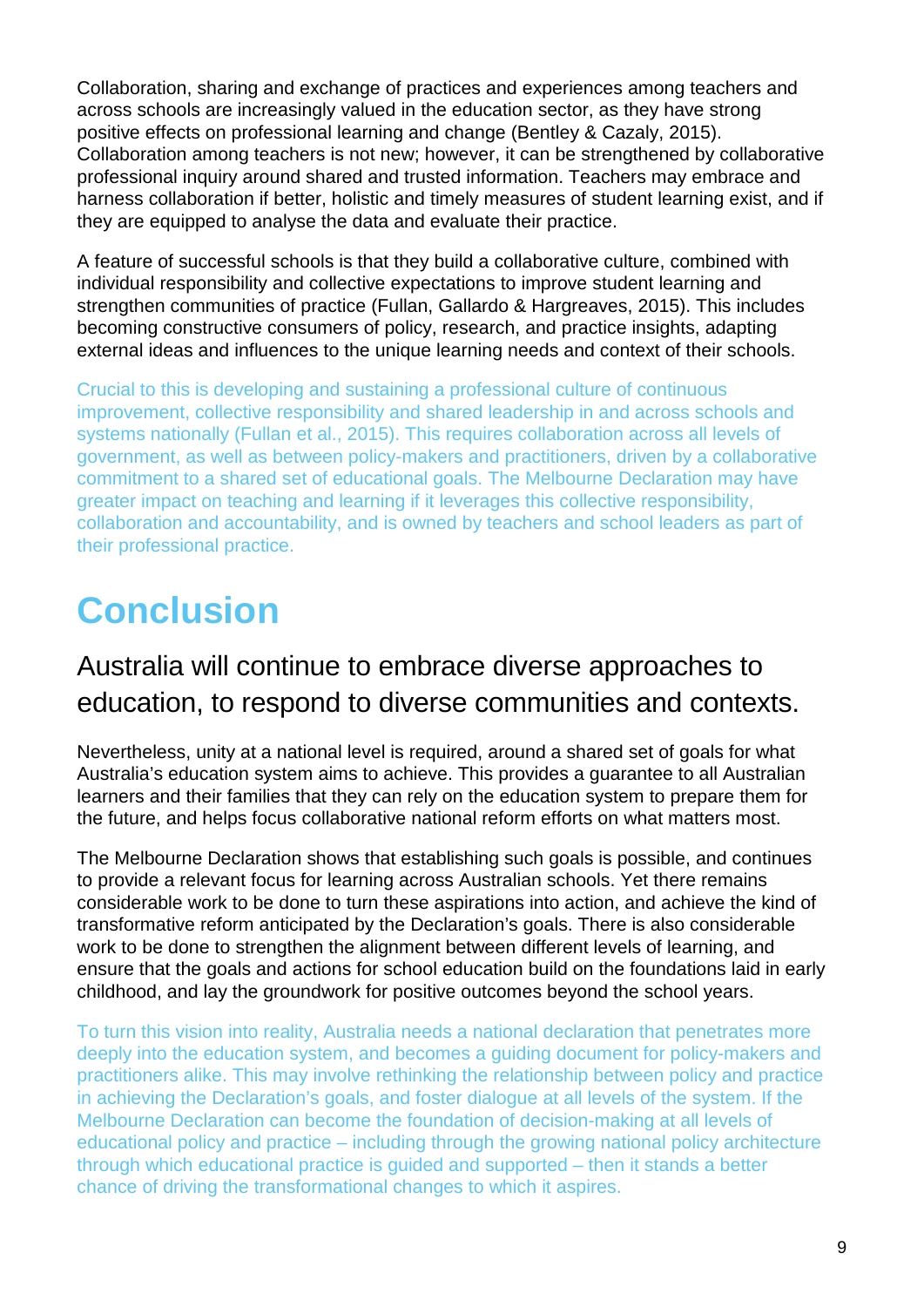Collaboration, sharing and exchange of practices and experiences among teachers and across schools are increasingly valued in the education sector, as they have strong positive effects on professional learning and change (Bentley & Cazaly, 2015). Collaboration among teachers is not new; however, it can be strengthened by collaborative professional inquiry around shared and trusted information. Teachers may embrace and harness collaboration if better, holistic and timely measures of student learning exist, and if they are equipped to analyse the data and evaluate their practice.

A feature of successful schools is that they build a collaborative culture, combined with individual responsibility and collective expectations to improve student learning and strengthen communities of practice (Fullan, Gallardo & Hargreaves, 2015). This includes becoming constructive consumers of policy, research, and practice insights, adapting external ideas and influences to the unique learning needs and context of their schools.

Crucial to this is developing and sustaining a professional culture of continuous improvement, collective responsibility and shared leadership in and across schools and systems nationally (Fullan et al., 2015). This requires collaboration across all levels of government, as well as between policy-makers and practitioners, driven by a collaborative commitment to a shared set of educational goals. The Melbourne Declaration may have greater impact on teaching and learning if it leverages this collective responsibility, collaboration and accountability, and is owned by teachers and school leaders as part of their professional practice.

# Conclusion

## Australia will continue to embrace diverse approaches to education, to respond to diverse communities and contexts.

Nevertheless, unity at a national level is required, around a shared set of goals for what Australia's education system aims to achieve. This provides a guarantee to all Australian learners and their families that they can rely on the education system to prepare them for the future, and helps focus collaborative national reform efforts on what matters most.

The Melbourne Declaration shows that establishing such goals is possible, and continues to provide a relevant focus for learning across Australian schools. Yet there remains considerable work to be done to turn these aspirations into action, and achieve the kind of transformative reform anticipated by the Declaration's goals. There is also considerable work to be done to strengthen the alignment between different levels of learning, and ensure that the goals and actions for school education build on the foundations laid in early childhood, and lay the groundwork for positive outcomes beyond the school years.

To turn this vision into reality, Australia needs a national declaration that penetrates more deeply into the education system, and becomes a guiding document for policy-makers and practitioners alike. This may involve rethinking the relationship between policy and practice in achieving the Declaration's goals, and foster dialogue at all levels of the system. If the Melbourne Declaration can become the foundation of decision-making at all levels of educational policy and practice – including through the growing national policy architecture through which educational practice is guided and supported – then it stands a better chance of driving the transformational changes to which it aspires.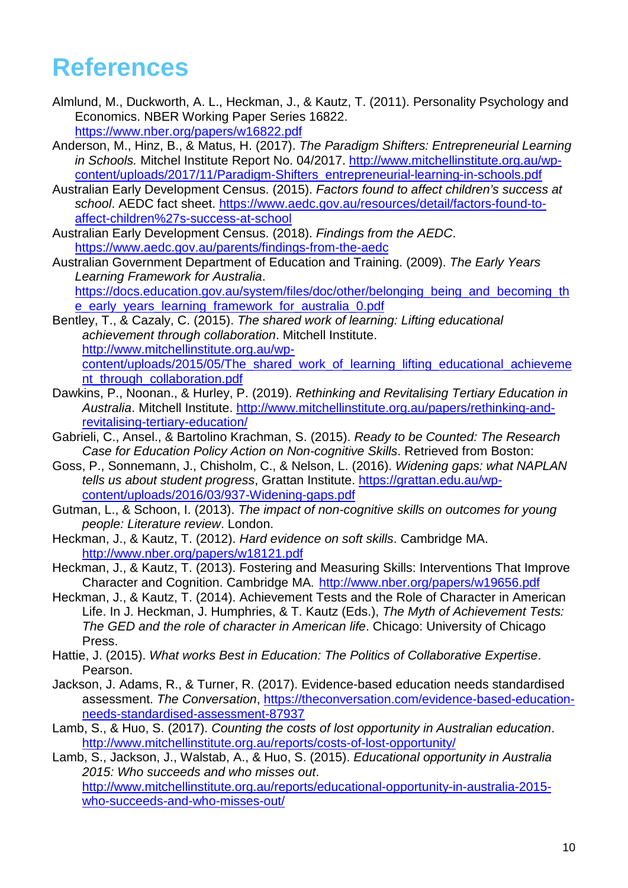# References

Almlund, M., Duckworth, A. L., Heckman, J., & Kautz, T. (2011). Personality Psychology and Economics. NBER Working Paper Series 16822. https://www.nber.org/papers/w16822.pdf

Anderson, M., Hinz, B., & Matus, H. (2017). *The Paradigm Shifters: Entrepreneurial Learning in Schools.* Mitchel Institute Report No. 04/2017. http://www.mitchellinstitute.org.au/wp-content/uploads/2017/11/Paradigm-Shifters_entrepreneurial-learning-in-schools.pdf

Australian Early Development Census. (2015). *Factors found to affect children's success at school*. AEDC fact sheet. https://www.aedc.gov.au/resources/detail/factors-found-to-affect-children%27s-success-at-school

Australian Early Development Census. (2018). *Findings from the AEDC*. https://www.aedc.gov.au/parents/findings-from-the-aedc

Australian Government Department of Education and Training. (2009). *The Early Years Learning Framework for Australia*. https://docs.education.gov.au/system/files/doc/other/belonging_being_and_becoming_the_early_years_learning_framework_for_australia_0.pdf

Bentley, T., & Cazaly, C. (2015). *The shared work of learning: Lifting educational achievement through collaboration*. Mitchell Institute. http://www.mitchellinstitute.org.au/wp-content/uploads/2015/05/The_shared_work_of_learning_lifting_educational_achievement_through_collaboration.pdf

Dawkins, P., Noonan., & Hurley, P. (2019). *Rethinking and Revitalising Tertiary Education in Australia*. Mitchell Institute. http://www.mitchellinstitute.org.au/papers/rethinking-and-revitalising-tertiary-education/

Gabrieli, C., Ansel., & Bartolino Krachman, S. (2015). *Ready to be Counted: The Research Case for Education Policy Action on Non-cognitive Skills*. Retrieved from Boston:

Goss, P., Sonnemann, J., Chisholm, C., & Nelson, L. (2016). *Widening gaps: what NAPLAN tells us about student progress*, Grattan Institute. https://grattan.edu.au/wp-content/uploads/2016/03/937-Widening-gaps.pdf

Gutman, L., & Schoon, I. (2013). *The impact of non-cognitive skills on outcomes for young people: Literature review*. London.

Heckman, J., & Kautz, T. (2012). *Hard evidence on soft skills*. Cambridge MA. http://www.nber.org/papers/w18121.pdf

Heckman, J., & Kautz, T. (2013). Fostering and Measuring Skills: Interventions That Improve Character and Cognition. Cambridge MA. http://www.nber.org/papers/w19656.pdf

Heckman, J., & Kautz, T. (2014). Achievement Tests and the Role of Character in American Life. In J. Heckman, J. Humphries, & T. Kautz (Eds.), *The Myth of Achievement Tests: The GED and the role of character in American life*. Chicago: University of Chicago Press.

Hattie, J. (2015). *What works Best in Education: The Politics of Collaborative Expertise*. Pearson.

Jackson, J. Adams, R., & Turner, R. (2017). Evidence-based education needs standardised assessment. *The Conversation*, https://theconversation.com/evidence-based-education-needs-standardised-assessment-87937

Lamb, S., & Huo, S. (2017). *Counting the costs of lost opportunity in Australian education*. http://www.mitchellinstitute.org.au/reports/costs-of-lost-opportunity/

Lamb, S., Jackson, J., Walstab, A., & Huo, S. (2015). *Educational opportunity in Australia 2015: Who succeeds and who misses out*. http://www.mitchellinstitute.org.au/reports/educational-opportunity-in-australia-2015-who-succeeds-and-who-misses-out/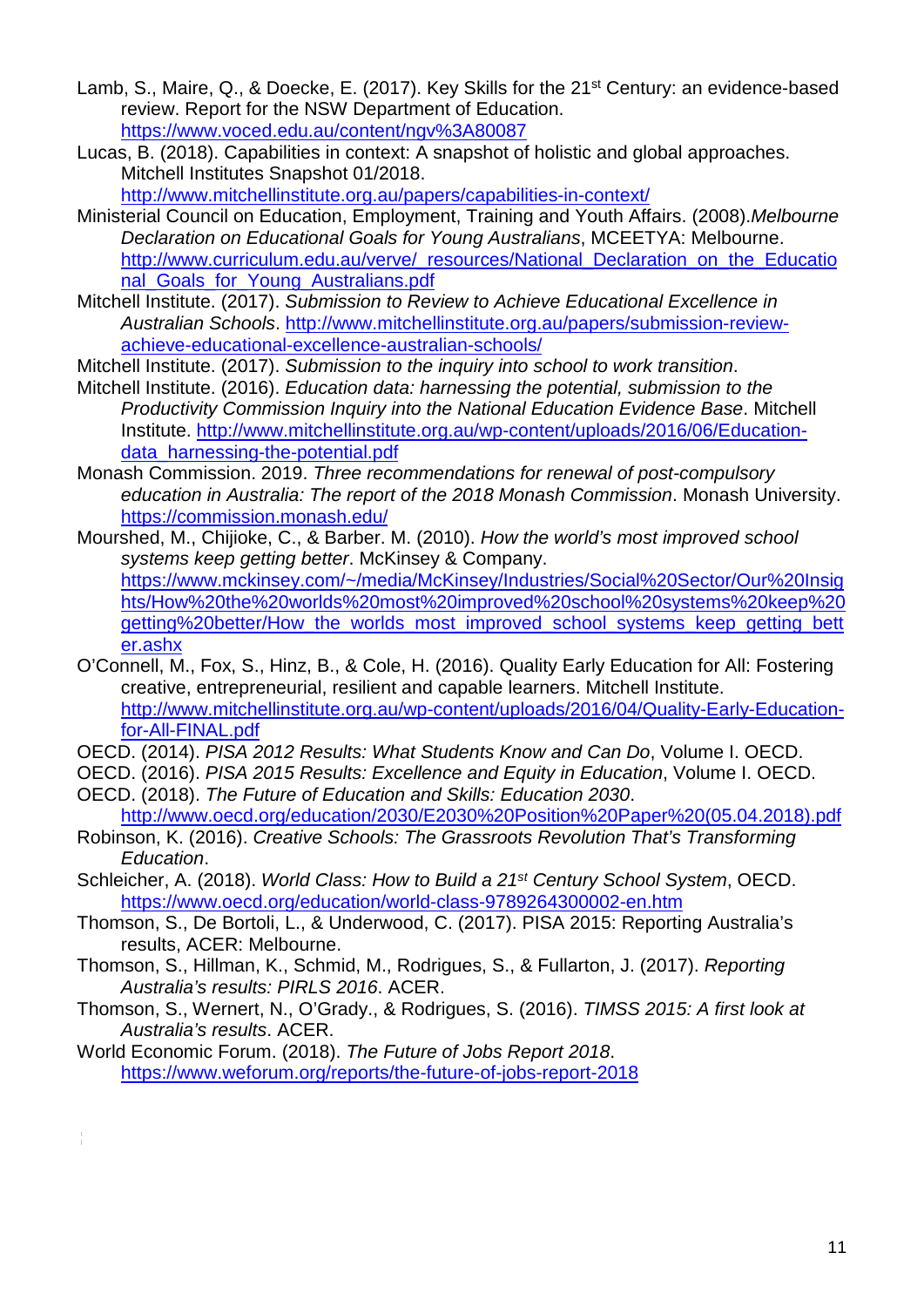Lamb, S., Maire, Q., & Doecke, E. (2017). Key Skills for the 21st Century: an evidence-based review. Report for the NSW Department of Education. https://www.voced.edu.au/content/ngv%3A80087

Lucas, B. (2018). Capabilities in context: A snapshot of holistic and global approaches. Mitchell Institutes Snapshot 01/2018. http://www.mitchellinstitute.org.au/papers/capabilities-in-context/

Ministerial Council on Education, Employment, Training and Youth Affairs. (2008).*Melbourne Declaration on Educational Goals for Young Australians*, MCEETYA: Melbourne. http://www.curriculum.edu.au/verve/_resources/National_Declaration_on_the_Educational_Goals_for_Young_Australians.pdf

Mitchell Institute. (2017). *Submission to Review to Achieve Educational Excellence in Australian Schools*. http://www.mitchellinstitute.org.au/papers/submission-review-achieve-educational-excellence-australian-schools/

Mitchell Institute. (2017). *Submission to the inquiry into school to work transition*.

Mitchell Institute. (2016). *Education data: harnessing the potential, submission to the Productivity Commission Inquiry into the National Education Evidence Base*. Mitchell Institute. http://www.mitchellinstitute.org.au/wp-content/uploads/2016/06/Education-data_harnessing-the-potential.pdf

Monash Commission. 2019. *Three recommendations for renewal of post-compulsory education in Australia: The report of the 2018 Monash Commission*. Monash University. https://commission.monash.edu/

Mourshed, M., Chijioke, C., & Barber. M. (2010). *How the world's most improved school systems keep getting better*. McKinsey & Company. https://www.mckinsey.com/~/media/McKinsey/Industries/Social%20Sector/Our%20Insights/How%20the%20worlds%20most%20improved%20school%20systems%20keep%20getting%20better/How_the_worlds_most_improved_school_systems_keep_getting_better.ashx

O'Connell, M., Fox, S., Hinz, B., & Cole, H. (2016). Quality Early Education for All: Fostering creative, entrepreneurial, resilient and capable learners. Mitchell Institute. http://www.mitchellinstitute.org.au/wp-content/uploads/2016/04/Quality-Early-Education-for-All-FINAL.pdf

OECD. (2014). *PISA 2012 Results: What Students Know and Can Do*, Volume I. OECD.

OECD. (2016). *PISA 2015 Results: Excellence and Equity in Education*, Volume I. OECD.

OECD. (2018). *The Future of Education and Skills: Education 2030*. http://www.oecd.org/education/2030/E2030%20Position%20Paper%20(05.04.2018).pdf

Robinson, K. (2016). *Creative Schools: The Grassroots Revolution That's Transforming Education*.

Schleicher, A. (2018). *World Class: How to Build a 21st Century School System*, OECD. https://www.oecd.org/education/world-class-9789264300002-en.htm

Thomson, S., De Bortoli, L., & Underwood, C. (2017). PISA 2015: Reporting Australia's results, ACER: Melbourne.

Thomson, S., Hillman, K., Schmid, M., Rodrigues, S., & Fullarton, J. (2017). *Reporting Australia's results: PIRLS 2016*. ACER.

Thomson, S., Wernert, N., O'Grady., & Rodrigues, S. (2016). *TIMSS 2015: A first look at Australia's results*. ACER.

World Economic Forum. (2018). *The Future of Jobs Report 2018*. https://www.weforum.org/reports/the-future-of-jobs-report-2018